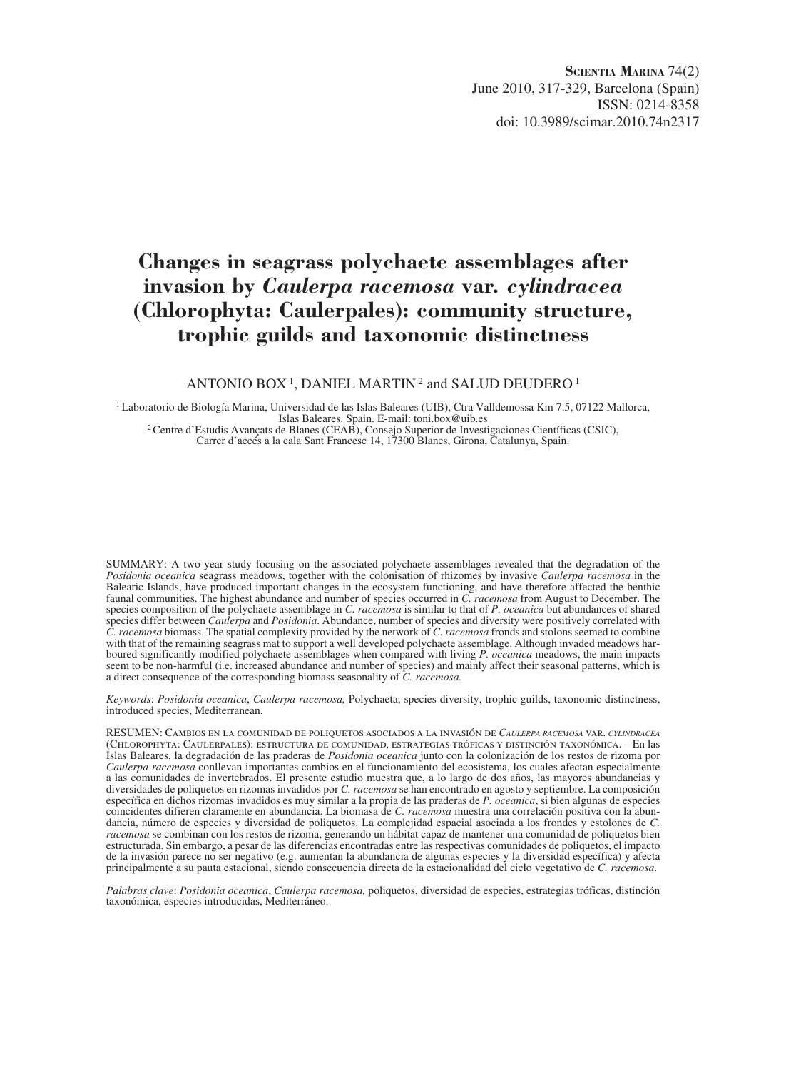**Scientia Marina** 74(2)
June 2010, 317-329, Barcelona (Spain)
ISSN: 0214-8358
doi: 10.3989/scimar.2010.74n2317

# Changes in seagrass polychaete assemblages after invasion by *Caulerpa racemosa* var. *cylindracea* (Chlorophyta: Caulerpales): community structure, trophic guilds and taxonomic distinctness

ANTONIO BOX [1], DANIEL MARTIN [2] and SALUD DEUDERO [1]

[1] Laboratorio de Biología Marina, Universidad de las Islas Baleares (UIB), Ctra Valldemossa Km 7.5, 07122 Mallorca, Islas Baleares. Spain. E-mail: toni.box@uib.es
[2] Centre d'Estudis Avançats de Blanes (CEAB), Consejo Superior de Investigaciones Científicas (CSIC), Carrer d'accés a la cala Sant Francesc 14, 17300 Blanes, Girona, Catalunya, Spain.

SUMMARY: A two-year study focusing on the associated polychaete assemblages revealed that the degradation of the *Posidonia oceanica* seagrass meadows, together with the colonisation of rhizomes by invasive *Caulerpa racemosa* in the Balearic Islands, have produced important changes in the ecosystem functioning, and have therefore affected the benthic faunal communities. The highest abundance and number of species occurred in *C. racemosa* from August to December. The species composition of the polychaete assemblage in *C. racemosa* is similar to that of *P. oceanica* but abundances of shared species differ between *Caulerpa* and *Posidonia*. Abundance, number of species and diversity were positively correlated with *C. racemosa* biomass. The spatial complexity provided by the network of *C. racemosa* fronds and stolons seemed to combine with that of the remaining seagrass mat to support a well developed polychaete assemblage. Although invaded meadows harboured significantly modified polychaete assemblages when compared with living *P. oceanica* meadows, the main impacts seem to be non-harmful (i.e. increased abundance and number of species) and mainly affect their seasonal patterns, which is a direct consequence of the corresponding biomass seasonality of *C. racemosa.*

*Keywords*: *Posidonia oceanica*, *Caulerpa racemosa,* Polychaeta, species diversity, trophic guilds, taxonomic distinctness, introduced species, Mediterranean.

RESUMEN: Cambios en la comunidad de poliquetos asociados a la invasión de *Caulerpa racemosa* var. *cylindracea* (Chlorophyta: Caulerpales): estructura de comunidad, estrategias tróficas y distinción taxonómica. – En las Islas Baleares, la degradación de las praderas de *Posidonia oceanica* junto con la colonización de los restos de rizoma por *Caulerpa racemosa* conllevan importantes cambios en el funcionamiento del ecosistema, los cuales afectan especialmente a las comunidades de invertebrados. El presente estudio muestra que, a lo largo de dos años, las mayores abundancias y diversidades de poliquetos en rizomas invadidos por *C. racemosa* se han encontrado en agosto y septiembre. La composición específica en dichos rizomas invadidos es muy similar a la propia de las praderas de *P. oceanica*, si bien algunas de especies coincidentes difieren claramente en abundancia. La biomasa de *C. racemosa* muestra una correlación positiva con la abundancia, número de especies y diversidad de poliquetos. La complejidad espacial asociada a los frondes y estolones de *C. racemosa* se combinan con los restos de rizoma, generando un hábitat capaz de mantener una comunidad de poliquetos bien estructurada. Sin embargo, a pesar de las diferencias encontradas entre las respectivas comunidades de poliquetos, el impacto de la invasión parece no ser negativo (e.g. aumentan la abundancia de algunas especies y la diversidad específica) y afecta principalmente a su pauta estacional, siendo consecuencia directa de la estacionalidad del ciclo vegetativo de *C. racemosa*.

*Palabras clave*: *Posidonia oceanica*, *Caulerpa racemosa,* poliquetos, diversidad de especies, estrategias tróficas, distinción taxonómica, especies introducidas, Mediterráneo.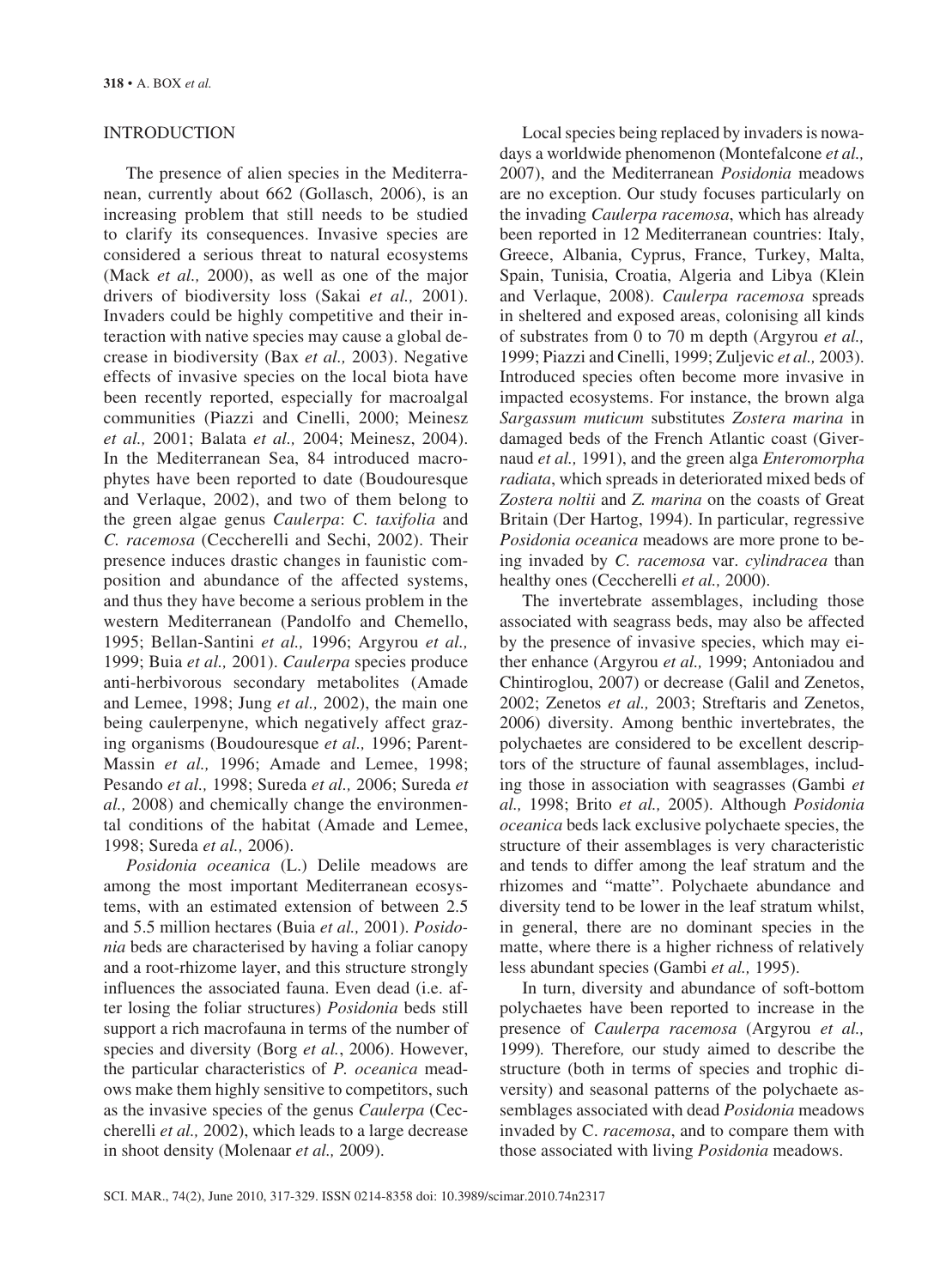## INTRODUCTION

The presence of alien species in the Mediterranean, currently about 662 (Gollasch, 2006), is an increasing problem that still needs to be studied to clarify its consequences. Invasive species are considered a serious threat to natural ecosystems (Mack *et al.,* 2000), as well as one of the major drivers of biodiversity loss (Sakai *et al.,* 2001). Invaders could be highly competitive and their interaction with native species may cause a global decrease in biodiversity (Bax *et al.,* 2003). Negative effects of invasive species on the local biota have been recently reported, especially for macroalgal communities (Piazzi and Cinelli, 2000; Meinesz *et al.,* 2001; Balata *et al.,* 2004; Meinesz, 2004). In the Mediterranean Sea, 84 introduced macrophytes have been reported to date (Boudouresque and Verlaque, 2002), and two of them belong to the green algae genus *Caulerpa*: *C. taxifolia* and *C. racemosa* (Ceccherelli and Sechi, 2002). Their presence induces drastic changes in faunistic composition and abundance of the affected systems, and thus they have become a serious problem in the western Mediterranean (Pandolfo and Chemello, 1995; Bellan-Santini *et al.,* 1996; Argyrou *et al.,* 1999; Buia *et al.,* 2001). *Caulerpa* species produce anti-herbivorous secondary metabolites (Amade and Lemee, 1998; Jung *et al.,* 2002), the main one being caulerpenyne, which negatively affect grazing organisms (Boudouresque *et al.,* 1996; Parent-Massin *et al.,* 1996; Amade and Lemee, 1998; Pesando *et al.,* 1998; Sureda *et al.,* 2006; Sureda *et al.,* 2008) and chemically change the environmental conditions of the habitat (Amade and Lemee, 1998; Sureda *et al.,* 2006).

*Posidonia oceanica* (L.) Delile meadows are among the most important Mediterranean ecosystems, with an estimated extension of between 2.5 and 5.5 million hectares (Buia *et al.,* 2001). *Posidonia* beds are characterised by having a foliar canopy and a root-rhizome layer, and this structure strongly influences the associated fauna. Even dead (i.e. after losing the foliar structures) *Posidonia* beds still support a rich macrofauna in terms of the number of species and diversity (Borg *et al.*, 2006). However, the particular characteristics of *P. oceanica* meadows make them highly sensitive to competitors, such as the invasive species of the genus *Caulerpa* (Ceccherelli *et al.,* 2002), which leads to a large decrease in shoot density (Molenaar *et al.,* 2009).

Local species being replaced by invaders is nowadays a worldwide phenomenon (Montefalcone *et al.,* 2007), and the Mediterranean *Posidonia* meadows are no exception. Our study focuses particularly on the invading *Caulerpa racemosa*, which has already been reported in 12 Mediterranean countries: Italy, Greece, Albania, Cyprus, France, Turkey, Malta, Spain, Tunisia, Croatia, Algeria and Libya (Klein and Verlaque, 2008). *Caulerpa racemosa* spreads in sheltered and exposed areas, colonising all kinds of substrates from 0 to 70 m depth (Argyrou *et al.,* 1999; Piazzi and Cinelli, 1999; Zuljevic *et al.,* 2003). Introduced species often become more invasive in impacted ecosystems. For instance, the brown alga *Sargassum muticum* substitutes *Zostera marina* in damaged beds of the French Atlantic coast (Givernaud *et al.,* 1991), and the green alga *Enteromorpha radiata*, which spreads in deteriorated mixed beds of *Zostera noltii* and *Z. marina* on the coasts of Great Britain (Der Hartog, 1994). In particular, regressive *Posidonia oceanica* meadows are more prone to being invaded by *C. racemosa* var. *cylindracea* than healthy ones (Ceccherelli *et al.,* 2000).

The invertebrate assemblages, including those associated with seagrass beds, may also be affected by the presence of invasive species, which may either enhance (Argyrou *et al.,* 1999; Antoniadou and Chintiroglou, 2007) or decrease (Galil and Zenetos, 2002; Zenetos *et al.,* 2003; Streftaris and Zenetos, 2006) diversity. Among benthic invertebrates, the polychaetes are considered to be excellent descriptors of the structure of faunal assemblages, including those in association with seagrasses (Gambi *et al.,* 1998; Brito *et al.,* 2005). Although *Posidonia oceanica* beds lack exclusive polychaete species, the structure of their assemblages is very characteristic and tends to differ among the leaf stratum and the rhizomes and "matte". Polychaete abundance and diversity tend to be lower in the leaf stratum whilst, in general, there are no dominant species in the matte, where there is a higher richness of relatively less abundant species (Gambi *et al.,* 1995).

In turn, diversity and abundance of soft-bottom polychaetes have been reported to increase in the presence of *Caulerpa racemosa* (Argyrou *et al.,* 1999)*.* Therefore*,* our study aimed to describe the structure (both in terms of species and trophic diversity) and seasonal patterns of the polychaete assemblages associated with dead *Posidonia* meadows invaded by C. *racemosa*, and to compare them with those associated with living *Posidonia* meadows.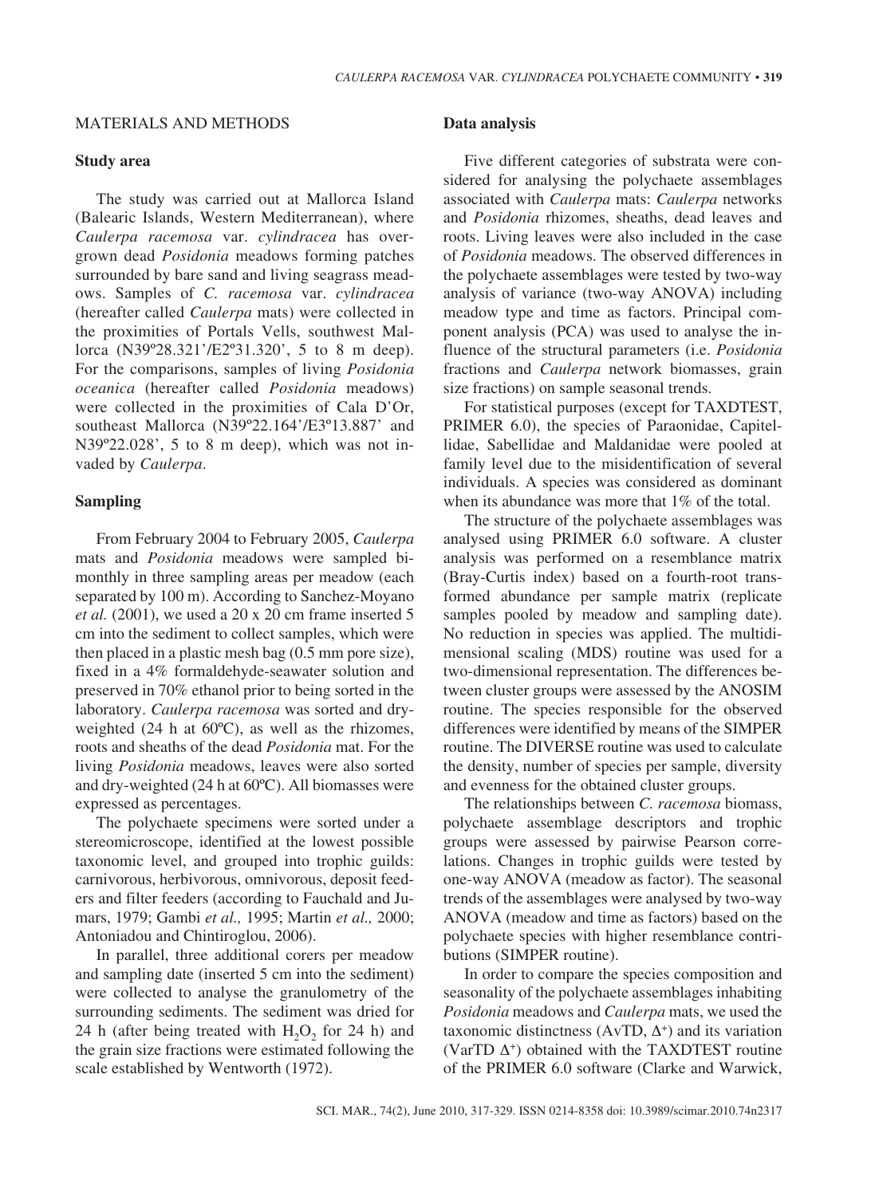## MATERIALS AND METHODS

### Study area

The study was carried out at Mallorca Island (Balearic Islands, Western Mediterranean), where *Caulerpa racemosa* var. *cylindracea* has overgrown dead *Posidonia* meadows forming patches surrounded by bare sand and living seagrass meadows. Samples of *C. racemosa* var. *cylindracea* (hereafter called *Caulerpa* mats) were collected in the proximities of Portals Vells, southwest Mallorca (N39º28.321'/E2º31.320', 5 to 8 m deep). For the comparisons, samples of living *Posidonia oceanica* (hereafter called *Posidonia* meadows) were collected in the proximities of Cala D'Or, southeast Mallorca (N39º22.164'/E3º13.887' and N39º22.028', 5 to 8 m deep), which was not invaded by *Caulerpa*.

### Sampling

From February 2004 to February 2005, *Caulerpa* mats and *Posidonia* meadows were sampled bimonthly in three sampling areas per meadow (each separated by 100 m). According to Sanchez-Moyano *et al.* (2001), we used a 20 x 20 cm frame inserted 5 cm into the sediment to collect samples, which were then placed in a plastic mesh bag (0.5 mm pore size), fixed in a 4% formaldehyde-seawater solution and preserved in 70% ethanol prior to being sorted in the laboratory. *Caulerpa racemosa* was sorted and dry-weighted (24 h at 60ºC), as well as the rhizomes, roots and sheaths of the dead *Posidonia* mat. For the living *Posidonia* meadows, leaves were also sorted and dry-weighted (24 h at 60ºC). All biomasses were expressed as percentages.

The polychaete specimens were sorted under a stereomicroscope, identified at the lowest possible taxonomic level, and grouped into trophic guilds: carnivorous, herbivorous, omnivorous, deposit feeders and filter feeders (according to Fauchald and Jumars, 1979; Gambi *et al.,* 1995; Martin *et al.,* 2000; Antoniadou and Chintiroglou, 2006).

In parallel, three additional corers per meadow and sampling date (inserted 5 cm into the sediment) were collected to analyse the granulometry of the surrounding sediments. The sediment was dried for 24 h (after being treated with $H_2O_2$ for 24 h) and the grain size fractions were estimated following the scale established by Wentworth (1972).

### Data analysis

Five different categories of substrata were considered for analysing the polychaete assemblages associated with *Caulerpa* mats: *Caulerpa* networks and *Posidonia* rhizomes, sheaths, dead leaves and roots. Living leaves were also included in the case of *Posidonia* meadows. The observed differences in the polychaete assemblages were tested by two-way analysis of variance (two-way ANOVA) including meadow type and time as factors. Principal component analysis (PCA) was used to analyse the influence of the structural parameters (i.e. *Posidonia* fractions and *Caulerpa* network biomasses, grain size fractions) on sample seasonal trends.

For statistical purposes (except for TAXDTEST, PRIMER 6.0), the species of Paraonidae, Capitellidae, Sabellidae and Maldanidae were pooled at family level due to the misidentification of several individuals. A species was considered as dominant when its abundance was more that 1% of the total.

The structure of the polychaete assemblages was analysed using PRIMER 6.0 software. A cluster analysis was performed on a resemblance matrix (Bray-Curtis index) based on a fourth-root transformed abundance per sample matrix (replicate samples pooled by meadow and sampling date). No reduction in species was applied. The multidimensional scaling (MDS) routine was used for a two-dimensional representation. The differences between cluster groups were assessed by the ANOSIM routine. The species responsible for the observed differences were identified by means of the SIMPER routine. The DIVERSE routine was used to calculate the density, number of species per sample, diversity and evenness for the obtained cluster groups.

The relationships between *C. racemosa* biomass, polychaete assemblage descriptors and trophic groups were assessed by pairwise Pearson correlations. Changes in trophic guilds were tested by one-way ANOVA (meadow as factor). The seasonal trends of the assemblages were analysed by two-way ANOVA (meadow and time as factors) based on the polychaete species with higher resemblance contributions (SIMPER routine).

In order to compare the species composition and seasonality of the polychaete assemblages inhabiting *Posidonia* meadows and *Caulerpa* mats, we used the taxonomic distinctness (AvTD, $\Delta^+$) and its variation (VarTD $\Delta^+$) obtained with the TAXDTEST routine of the PRIMER 6.0 software (Clarke and Warwick,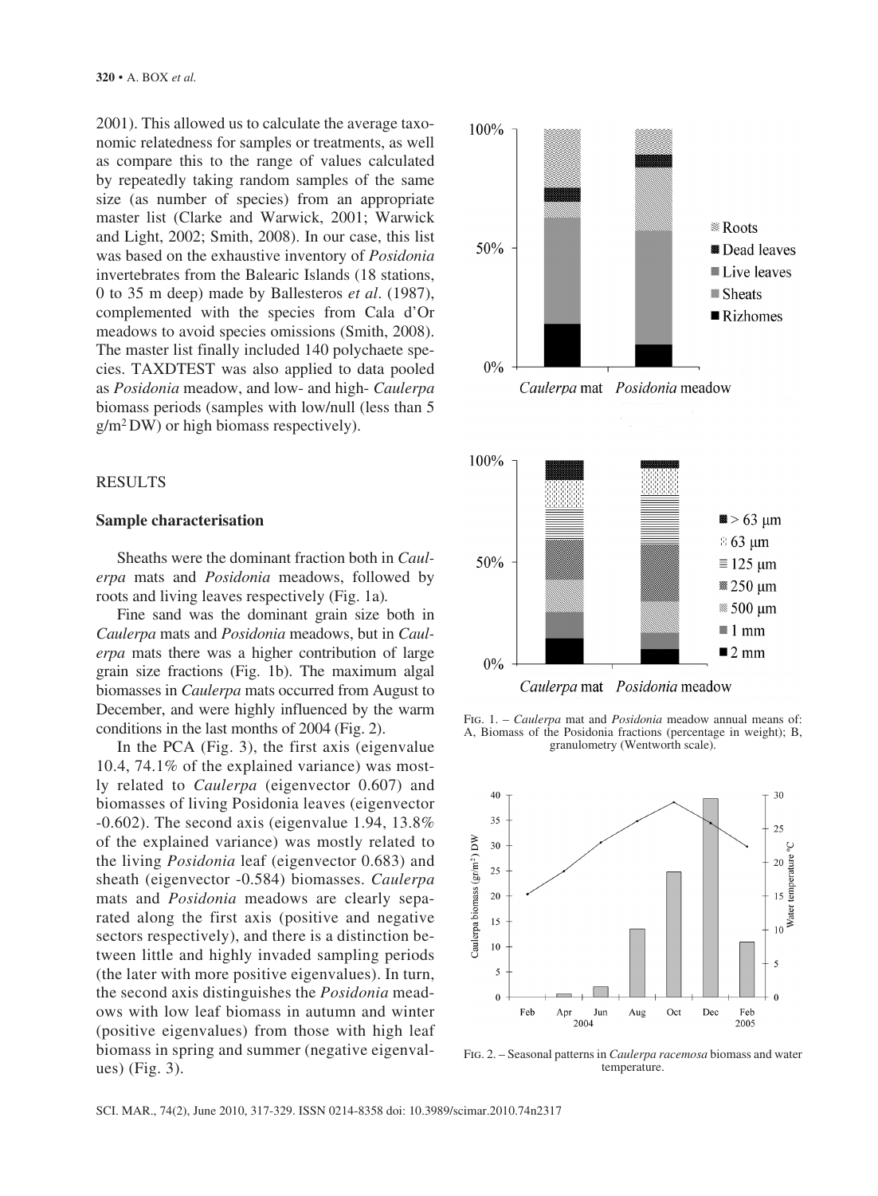2001). This allowed us to calculate the average taxonomic relatedness for samples or treatments, as well as compare this to the range of values calculated by repeatedly taking random samples of the same size (as number of species) from an appropriate master list (Clarke and Warwick, 2001; Warwick and Light, 2002; Smith, 2008). In our case, this list was based on the exhaustive inventory of *Posidonia* invertebrates from the Balearic Islands (18 stations, 0 to 35 m deep) made by Ballesteros *et al*. (1987), complemented with the species from Cala d'Or meadows to avoid species omissions (Smith, 2008). The master list finally included 140 polychaete species. TAXDTEST was also applied to data pooled as *Posidonia* meadow, and low- and high- *Caulerpa* biomass periods (samples with low/null (less than 5 g/m$^2$ DW) or high biomass respectively).

## RESULTS

### Sample characterisation

Sheaths were the dominant fraction both in *Caulerpa* mats and *Posidonia* meadows, followed by roots and living leaves respectively (Fig. 1a).

Fine sand was the dominant grain size both in *Caulerpa* mats and *Posidonia* meadows, but in *Caulerpa* mats there was a higher contribution of large grain size fractions (Fig. 1b). The maximum algal biomasses in *Caulerpa* mats occurred from August to December, and were highly influenced by the warm conditions in the last months of 2004 (Fig. 2).

In the PCA (Fig. 3), the first axis (eigenvalue 10.4, 74.1% of the explained variance) was mostly related to *Caulerpa* (eigenvector 0.607) and biomasses of living Posidonia leaves (eigenvector -0.602). The second axis (eigenvalue 1.94, 13.8% of the explained variance) was mostly related to the living *Posidonia* leaf (eigenvector 0.683) and sheath (eigenvector -0.584) biomasses. *Caulerpa* mats and *Posidonia* meadows are clearly separated along the first axis (positive and negative sectors respectively), and there is a distinction between little and highly invaded sampling periods (the later with more positive eigenvalues). In turn, the second axis distinguishes the *Posidonia* meadows with low leaf biomass in autumn and winter (positive eigenvalues) from those with high leaf biomass in spring and summer (negative eigenvalues) (Fig. 3).

Fig. 1. – *Caulerpa* mat and *Posidonia* meadow annual means of: A, Biomass of the Posidonia fractions (percentage in weight); B, granulometry (Wentworth scale).

Fig. 2. – Seasonal patterns in *Caulerpa racemosa* biomass and water temperature.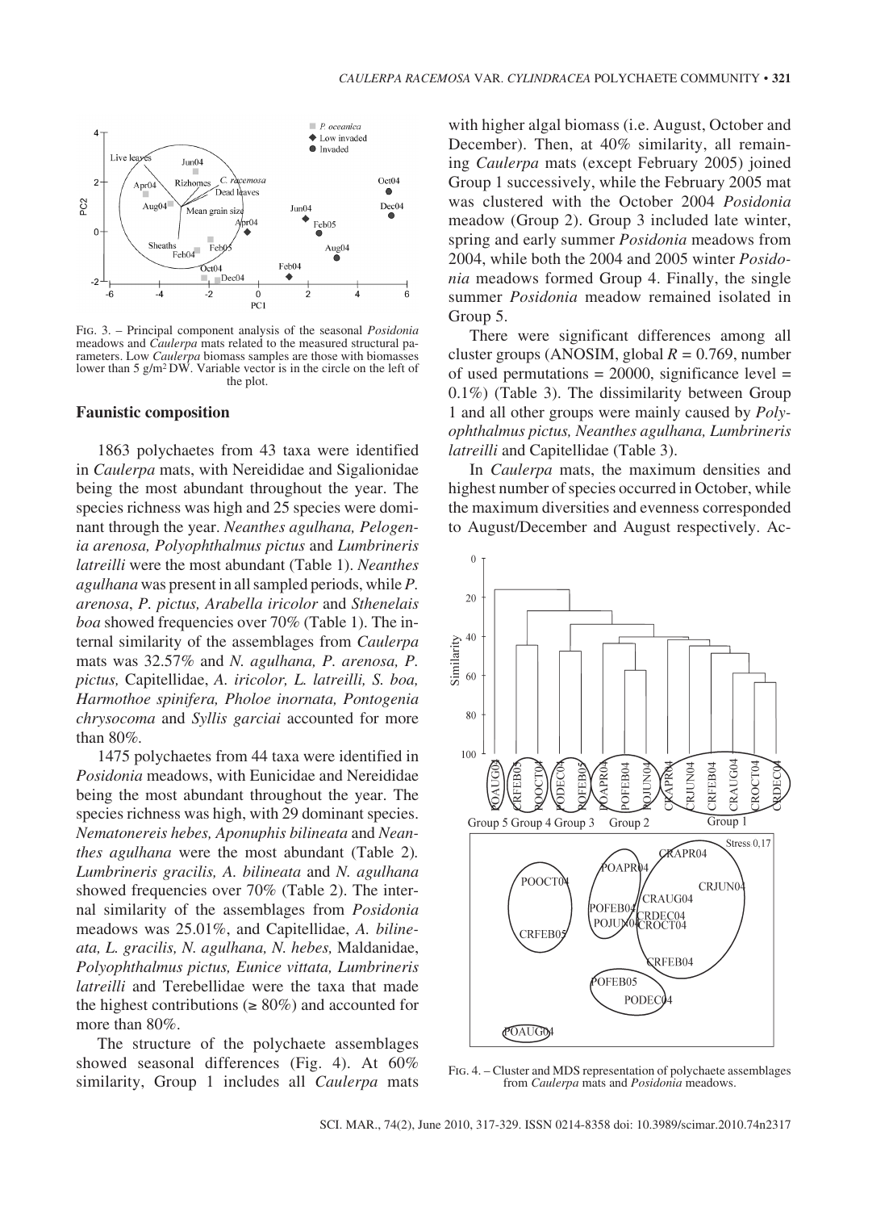FIG. 3. – Principal component analysis of the seasonal *Posidonia* meadows and *Caulerpa* mats related to the measured structural parameters. Low *Caulerpa* biomass samples are those with biomasses lower than 5 g/m² DW. Variable vector is in the circle on the left of the plot.

### Faunistic composition

1863 polychaetes from 43 taxa were identified in *Caulerpa* mats, with Nereididae and Sigalionidae being the most abundant throughout the year. The species richness was high and 25 species were dominant through the year. *Neanthes agulhana, Pelogenia arenosa, Polyophthalmus pictus* and *Lumbrineris latreilli* were the most abundant (Table 1). *Neanthes agulhana* was present in all sampled periods, while *P. arenosa*, *P. pictus, Arabella iricolor* and *Sthenelais boa* showed frequencies over 70% (Table 1). The internal similarity of the assemblages from *Caulerpa* mats was 32.57% and *N. agulhana, P. arenosa, P. pictus,* Capitellidae, *A. iricolor, L. latreilli, S. boa, Harmothoe spinifera, Pholoe inornata, Pontogenia chrysocoma* and *Syllis garciai* accounted for more than 80%.

1475 polychaetes from 44 taxa were identified in *Posidonia* meadows, with Eunicidae and Nereididae being the most abundant throughout the year. The species richness was high, with 29 dominant species. *Nematonereis hebes, Aponuphis bilineata* and *Neanthes agulhana* were the most abundant (Table 2). *Lumbrineris gracilis, A. bilineata* and *N. agulhana* showed frequencies over 70% (Table 2). The internal similarity of the assemblages from *Posidonia* meadows was 25.01%, and Capitellidae, *A. bilineata, L. gracilis, N. agulhana, N. hebes,* Maldanidae, *Polyophthalmus pictus, Eunice vittata, Lumbrineris latreilli* and Terebellidae were the taxa that made the highest contributions (≥ 80%) and accounted for more than 80%.

The structure of the polychaete assemblages showed seasonal differences (Fig. 4). At 60% similarity, Group 1 includes all *Caulerpa* mats with higher algal biomass (i.e. August, October and December). Then, at 40% similarity, all remaining *Caulerpa* mats (except February 2005) joined Group 1 successively, while the February 2005 mat was clustered with the October 2004 *Posidonia* meadow (Group 2). Group 3 included late winter, spring and early summer *Posidonia* meadows from 2004, while both the 2004 and 2005 winter *Posidonia* meadows formed Group 4. Finally, the single summer *Posidonia* meadow remained isolated in Group 5.

There were significant differences among all cluster groups (ANOSIM, global $R = 0.769$, number of used permutations = 20000, significance level = 0.1%) (Table 3). The dissimilarity between Group 1 and all other groups were mainly caused by *Polyophthalmus pictus, Neanthes agulhana, Lumbrineris latreilli* and Capitellidae (Table 3).

In *Caulerpa* mats, the maximum densities and highest number of species occurred in October, while the maximum diversities and evenness corresponded to August/December and August respectively. Ac-

FIG. 4. – Cluster and MDS representation of polychaete assemblages from *Caulerpa* mats and *Posidonia* meadows.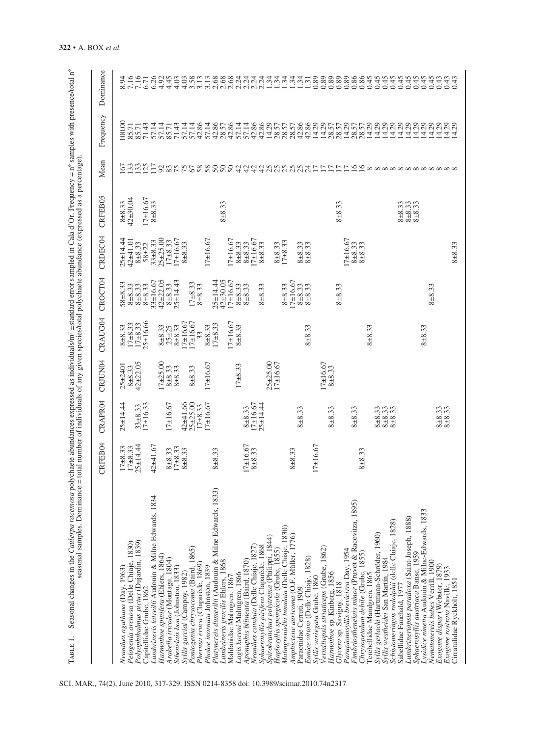TABLE 1. – Seasonal changes in the *Caulerpa racemosa* polychaete abundances expressed as individuals/m² ±standard error sampled in Cala d'Or. Frequency = n° samples with presence/total n° seasonal samples. Dominance = total number of individuals of any given species/total polychaete abundance (expressed as a percentage).

| | CRFEB04 | CRAPR04 | CRJUN04 | CRAUG04 | CROCT04 | CRDEC04 | CRFEB05 | Mean | Frequency | Dominance |
|---|---|---|---|---|---|---|---|---|---|---|
| *Neanthes agulhana* (Day, 1963) | 17±8.33 | 25±14.44 | 25±2401 | 8±8.33 | 58±8.33 | 25±14.44 | 8±8.33 | 167 | 100.00 | 8.94 |
| *Pelogenia arenosa* (Delle Chiaje, 1830) | 17±8.33 | | 8±8.33 | 17±8.33 | 8±8.33 | 42±41.01 | 42±30.04 | 133 | 85.71 | 7.16 |
| *Polyophthalmus pictus* (Dujardin, 1839) | 25±14.44 | 33±8.33 | 42±22.05 | 17±8.33 | 8±8.33 | 8±8.33 | | 133 | 85.71 | 7.16 |
| Capitellidae Grube, 1862 | | 17±16.33 | | 25±16.66 | 8±8.33 | 58±22 | 17±16.67 | 125 | 71.43 | 6.71 |
| *Lumbrineris latreilli* Audouin & Milne Edwards, 1834 | 42±41.67 | | | | 33±16.67 | 33±8.33 | 8±8.33 | 117 | 57.14 | 6.26 |
| *Harmothoe spinifera* (Ehlers, 1864) | | | 17±25.00 | 8±8.33 | 42±22.05 | 25±25.00 | | 92 | 57.14 | 4.92 |
| *Arabella iricolor* (Montagu, 1804) | 8±8.33 | 17±16.67 | 8±8.33 | 25±25 | 8±8.33 | 17±8.33 | | 83 | 85.71 | 4.45 |
| *Sthenelais boa* (Johnston, 1833) | 17±8.33 | | 8±8.33 | 8±8.33 | 25±14.43 | 17±16.67 | | 75 | 71.43 | 4.03 |
| *Syllis garciai* (Campoy, 1982) | 8±8.33 | 42±41.66 | | 17±16.67 | | 8±8.33 | | 75 | 57.14 | 4.03 |
| *Pontogenia chrysocoma* (Baird, 1865) | | 25±25.00 | 8±8.33 | 17±16.67 | 17±8.33 | | | 67 | 57.14 | 3.58 |
| *Pherusa eruca* (Claparède, 1869) | | 17±8.33 | | 33 | 8±8.33 | | | 58 | 42.86 | 3.13 |
| *Pholoe inornata* Johnston, 1839 | | 17±16.67 | 17±16.67 | 8±8.33 | | 17±16.67 | | 58 | 57.14 | 3.13 |
| *Platynereis dumerilii* (Audouin & Milne Edwards, 1833) | 8±8.33 | | | 17±8.33 | 25±14.44 | | | 50 | 42.86 | 2.68 |
| *Lumbrineris gracilis* Ehlers, 1868 | | | | | 42±30.05 | | 8±8.33 | 50 | 28.57 | 2.68 |
| Maldanidae Malmgren, 1867 | | | | 17±16.67 | 17±16.67 | 17±16.67 | | 50 | 42.86 | 2.68 |
| *Lagis koreni* Malmgren, 1866 | | | 17±8.33 | 8±8.33 | 8±8.33 | 8±8.33 | | 42 | 57.14 | 2.24 |
| *Aponuphis bilineata* (Baird, 1870) | 17±16.67 | 8±8.33 | | | 8±8.33 | 8±8.33 | | 42 | 57.14 | 2.24 |
| *Neanthes caudata* (Delle Chiaje, 1827) | 8±8.33 | 17±16.67 | | | | 17±16.67 | | 42 | 42.86 | 2.24 |
| *Sphaerosyllis pirifera* Claparède, 1868 | | 25±14.44 | | | 8±8.33 | 8±8.33 | | 42 | 42.86 | 2.24 |
| *Spirobranchus polytrema* (Philippi, 1844) | | | 25±25.00 | | | | | 25 | 14.29 | 1.34 |
| *Haplosyllis spongicola* (Grube, 1855) | | | 17±16.67 | | | 8±8.33 | | 25 | 28.57 | 1.34 |
| *Malmgreniella lunulata* (Delle Chiaje, 1830) | | | | | 8±8.33 | 17±8.33 | | 25 | 28.57 | 1.34 |
| *Amphictene auricoma* (O.F. Müller, 1776) | 8±8.33 | | | | 17±16.67 | | | 25 | 28.57 | 1.34 |
| Paraonidae Cerruti, 1909 | | 8±8.33 | | | 8±8.33 | 8±8.33 | | 25 | 42.86 | 1.34 |
| *Eunice vittata* (Delle Chiaje, 1828) | | | | 8±8.33 | 8±8.33 | 8±8.33 | | 24 | 42.86 | 1.31 |
| *Syllis variegata* Grube, 1860 | 17±16.67 | | | | | | | 17 | 14.29 | 0.89 |
| *Vermiliopsis striaticeps* (Grube, 1862) | | | 17±16.67 | | | | | 17 | 14.29 | 0.89 |
| *Harmothoe* sp. Kinberg, 1856 | | 8±8.33 | 8±8.33 | | | | | 17 | 28.57 | 0.89 |
| *Glycera* sp. Savigny, 1818 | | | | | 8±8.33 | | 8±8.33 | 17 | 28.57 | 0.89 |
| *Parapionosyllis brevicirra* Day, 1954 | | | | | | 17±16.67 | | 17 | 14.29 | 0.89 |
| *Fimbriosthenelais minor* (Pruvot & Racovitza, 1895) | | 8±8.33 | | | | 8±8.33 | | 16 | 28.57 | 0.86 |
| *Chrysopetalum debile* (Grube, 1855) | 8±8.33 | | | | | 8±8.33 | | 16 | 28.57 | 0.86 |
| Terebellidae Mamlgren, 1865 | | | | 8±8.33 | | | | 8 | 14.29 | 0.45 |
| *Syllis gerlachi* (Hartmann-Schröder, 1960) | | 8±8.33 | | | | | | 8 | 14.29 | 0.45 |
| *Syllis westheidei* San Martín, 1984 | | 8±8.33 | | | | | | 8 | 14.29 | 0.45 |
| *Schistomeringos rudolphii* (delle Chiaje, 1828) | | 8±8.33 | | | | | | 8 | 14.29 | 0.45 |
| Sabellidae Fauchald, 1977 | | | | | | | 8±8.33 | 8 | 14.29 | 0.45 |
| *Lumbrineriopsis paradoxa* (Saint-Joseph, 1888) | | | | | | | 8±8.33 | 8 | 14.29 | 0.45 |
| *Sphaerosyllis austriaca* Banse, 1959 | | | | | | | 8±8.33 | 8 | 14.29 | 0.45 |
| *Lysidice ninetta* Audouin & Milne-Edwards, 1833 | | | | 8±8.33 | | | | 8 | 14.29 | 0.45 |
| *Nematonereis hebes* Verrill, 1900 | | | | | 8±8.33 | | | 8 | 14.29 | 0.45 |
| *Exogone dispar* (Webster, 1879) | | 8±8.33 | | | | | | 8 | 14.29 | 0.43 |
| *Exogone rostrata* Naville, 1933 | | 8±8.33 | | | | | | 8 | 14.29 | 0.43 |
| Cirratulidae Ryckholt, 1851 | | | | | | 8±8.33 | | 8 | 14.29 | 0.43 |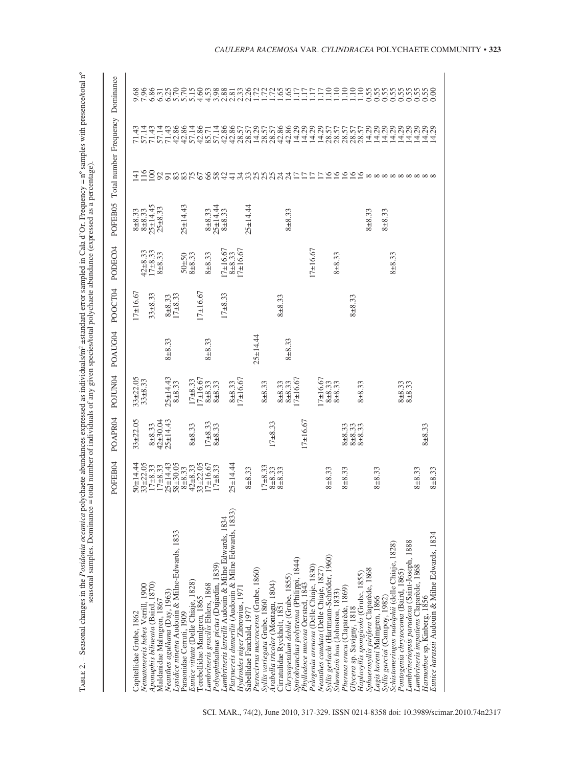TABLE 2. – Seasonal changes in the *Posidonia oceanica* polychaete abundances expressed as individuals/m² ±standard error sampled in Cala d'Or. Frequency = nº samples with presence/total nº seasonal samples. Dominance = total number of individuals of any given species/total polychaete abundance (expressed as a percentage).

| | POFEB04 | POAPR04 | POJUN04 | POAUG04 | POOCT04 | PODEC04 | POFEB05 | Total number | Frequency | Dominance |
|---|---|---|---|---|---|---|---|---|---|---|
| Capitellidae Grube, 1862 | 50±14.44 | 33±22.05 | 33±22.05 | | 17±16.67 | | 8±8.33 | 141 | 71.43 | 9.68 |
| *Nematonereis hebes* Verrill, 1900 | 33±22.05 | | 33±8.33 | | | 42±8.33 | 8±8.33 | 116 | 57.14 | 7.96 |
| *Aponuphis bilineata* (Baird, 1870) | 17±8.33 | 8±8.33 | | | 33±8.33 | 17±8.33 | 25±14.45 | 100 | 71.43 | 6.86 |
| Maldanidae Malmgren, 1867 | 17±8.33 | 42±30.04 | | | | 8±8.33 | 25±8.33 | 92 | 57.14 | 6.31 |
| *Neanthes agulhana* (Day, 1963) | 25±14.43 | 25±14.43 | 25±14.43 | 8±8.33 | 8±8.33 | | | 91 | 71.43 | 6.25 |
| *Lysidice ninetta* Audouin & Milne-Edwards, 1833 | 58±30.05 | | 8±8.33 | | 17±8.33 | | | 83 | 42.86 | 5.70 |
| Paraonidae Cerruti, 1909 | 8±8.33 | | | | | 50±50 | 25±14.43 | 83 | 42.86 | 5.70 |
| *Eunice vittata* (Delle Chiaje, 1828) | 42±8.33 | 8±8.33 | 17±8.33 | | | 8±8.33 | | 75 | 57.14 | 5.15 |
| Terebellidae Mamlgren, 1865 | 33±22.05 | | 17±16.67 | | 17±16.67 | | | 67 | 42.86 | 4.60 |
| *Lumbrineris gracilis* Ehlers, 1868 | 17±16.67 | 17±8.33 | 8±8.33 | 8±8.33 | | 8±8.33 | 8±8.33 | 66 | 85.71 | 4.53 |
| *Polyophthalmus pictus* (Dujardin, 1839) | 17±8.33 | 8±8.33 | 8±8.33 | | | | 25±14.44 | 58 | 57.14 | 3.98 |
| *Lumbrineris latreilli* Audouin & Milne Edwards, 1834 | | | | | 17±8.33 | 17±16.67 | 8±8.33 | 42 | 42.86 | 2.88 |
| *Platynereis dumerilii* (Audouin & Milne Edwards, 1833) | 25±14.44 | | 8±8.33 | | | 8±8.33 | | 41 | 42.86 | 2.81 |
| *Hydroides niger* Zibrowius, 1971 | | | 17±16.67 | | | 17±16.67 | | 34 | 28.57 | 2.33 |
| Sabellidae Fauchald, 1977 | 8±8.33 | | | | | | 25±14.44 | 33 | 28.57 | 2.26 |
| *Pterocirrus macroceros* (Grube, 1860) | | | | 25±14.44 | | | | 25 | 14.29 | 1.72 |
| *Syllis variegata* Grube, 1860 | 17±8.33 | | 8±8.33 | | | | | 25 | 28.57 | 1.72 |
| *Arabella iricolor* (Montagu, 1804) | 8±8.33 | 17±8.33 | | | | | | 25 | 28.57 | 1.72 |
| Cirratulidae Ryckholt, 1851 | 8±8.33 | | 8±8.33 | | 8±8.33 | | | 24 | 42.86 | 1.65 |
| *Chrysopetalum debile* (Grube, 1855) | | | 8±8.33 | 8±8.33 | | | 8±8.33 | 24 | 42.86 | 1.65 |
| *Spirobranchus polytrema* (Philippi, 1844) | | | 17±16.67 | | | | | 17 | 14.29 | 1.17 |
| *Phyllodoce mucosa* Oersted, 1843 | | 17±16.67 | | | | | | 17 | 14.29 | 1.17 |
| *Pelogenia arenosa* (Delle Chiaje, 1830) | | | | | | 17±16.67 | | 17 | 14.29 | 1.17 |
| *Neanthes caudata* (Delle Chiaje, 1827) | | | 17±16.67 | | | | | 17 | 14.29 | 1.17 |
| *Syllis gerlachi* (Hartmann-Schröder, 1960) | 8±8.33 | | 8±8.33 | | | | | 16 | 28.57 | 1.10 |
| *Sthenelais boa* (Johnston, 1833) | | | 8±8.33 | | | 8±8.33 | | 16 | 28.57 | 1.10 |
| *Pherusa eruca* (Claparède, 1869) | 8±8.33 | 8±8.33 | | | | | | 16 | 28.57 | 1.10 |
| *Glycera* sp. Savigny, 1818 | | 8±8.33 | | | 8±8.33 | | | 16 | 28.57 | 1.10 |
| *Haplosyllis spongicola* (Grube, 1855) | | 8±8.33 | 8±8.33 | | | | | 16 | 28.57 | 1.10 |
| *Sphaerosyllis pirifera* Claparède, 1868 | | | | | | | 8±8.33 | 8 | 14.29 | 0.55 |
| *Lagis koreni* Malmgren, 1866 | 8±8.33 | | | | | | | 8 | 14.29 | 0.55 |
| *Syllis garciai* (Campoy, 1982) | | | | | | | 8±8.33 | 8 | 14.29 | 0.55 |
| *Schistomeringos rudolphii* (delle Chiaje, 1828) | | | | | | 8±8.33 | | 8 | 14.29 | 0.55 |
| *Pontogenia chrysocoma* (Baird, 1865) | | | 8±8.33 | | | | | 8 | 14.29 | 0.55 |
| *Lumbrineriopsis paradoxa* (Saint-Joseph, 1888 | | | 8±8.33 | | | | | 8 | 14.29 | 0.55 |
| *Lumbrineris impatiens* Claparède, 1868 | 8±8.33 | | | | | | | 8 | 14.29 | 0.55 |
| *Harmothoe* sp. Kinberg, 1856 | | 8±8.33 | | | | | | 8 | 14.29 | 0.55 |
| *Eunice harassii* Audouin & Milne Edwards, 1834 | 8±8.33 | | | | | | | 8 | 14.29 | 0.00 |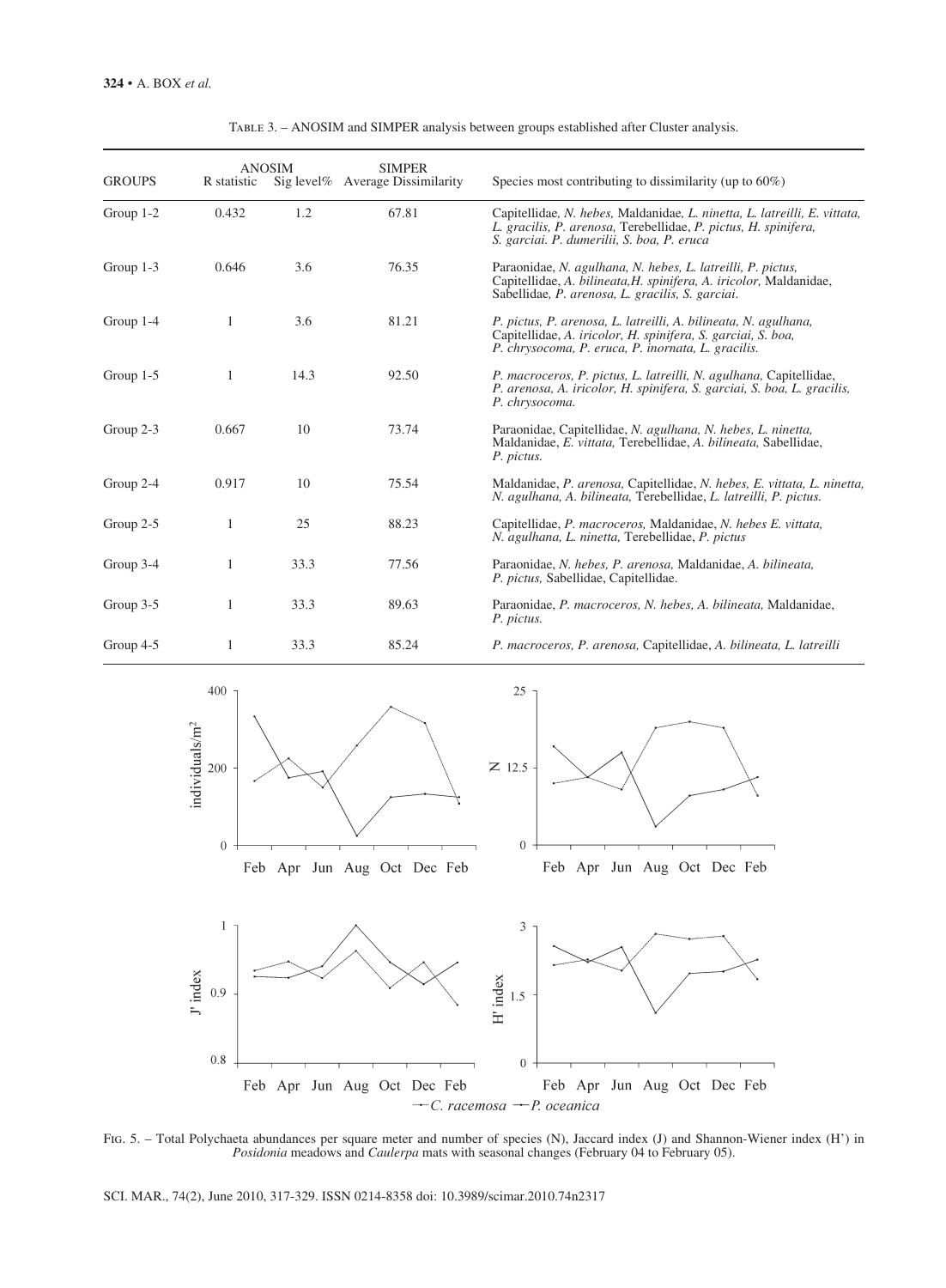Table 3. – ANOSIM and SIMPER analysis between groups established after Cluster analysis.

| GROUPS | ANOSIM R statistic | ANOSIM Sig level% | SIMPER Average Dissimilarity | Species most contributing to dissimilarity (up to 60%) |
|---|---|---|---|---|
| Group 1-2 | 0.432 | 1.2 | 67.81 | Capitellidae, *N. hebes,* Maldanidae, *L. ninetta, L. latreilli, E. vittata, L. gracilis, P. arenosa,* Terebellidae, *P. pictus, H. spinifera, S. garciai. P. dumerilii, S. boa, P. eruca* |
| Group 1-3 | 0.646 | 3.6 | 76.35 | Paraonidae, *N. agulhana, N. hebes, L. latreilli, P. pictus,* Capitellidae, *A. bilineata,H. spinifera, A. iricolor,* Maldanidae, Sabellidae, *P. arenosa, L. gracilis, S. garciai*. |
| Group 1-4 | 1 | 3.6 | 81.21 | *P. pictus, P. arenosa, L. latreilli, A. bilineata, N. agulhana,* Capitellidae, *A. iricolor, H. spinifera, S. garciai, S. boa, P. chrysocoma, P. eruca, P. inornata, L. gracilis.* |
| Group 1-5 | 1 | 14.3 | 92.50 | *P. macroceros, P. pictus, L. latreilli, N. agulhana,* Capitellidae, *P. arenosa, A. iricolor, H. spinifera, S. garciai, S. boa, L. gracilis, P. chrysocoma.* |
| Group 2-3 | 0.667 | 10 | 73.74 | Paraonidae, Capitellidae, *N. agulhana, N. hebes, L. ninetta,* Maldanidae, *E. vittata,* Terebellidae, *A. bilineata,* Sabellidae, *P. pictus.* |
| Group 2-4 | 0.917 | 10 | 75.54 | Maldanidae, *P. arenosa,* Capitellidae, *N. hebes, E. vittata, L. ninetta, N. agulhana, A. bilineata,* Terebellidae, *L. latreilli, P. pictus.* |
| Group 2-5 | 1 | 25 | 88.23 | Capitellidae, *P. macroceros,* Maldanidae, *N. hebes E. vittata, N. agulhana, L. ninetta,* Terebellidae, *P. pictus* |
| Group 3-4 | 1 | 33.3 | 77.56 | Paraonidae, *N. hebes, P. arenosa,* Maldanidae, *A. bilineata, P. pictus,* Sabellidae, Capitellidae. |
| Group 3-5 | 1 | 33.3 | 89.63 | Paraonidae, *P. macroceros, N. hebes, A. bilineata,* Maldanidae, *P. pictus.* |
| Group 4-5 | 1 | 33.3 | 85.24 | *P. macroceros, P. arenosa,* Capitellidae, *A. bilineata, L. latreilli* |

Fig. 5. – Total Polychaeta abundances per square meter and number of species (N), Jaccard index (J) and Shannon-Wiener index (H') in *Posidonia* meadows and *Caulerpa* mats with seasonal changes (February 04 to February 05).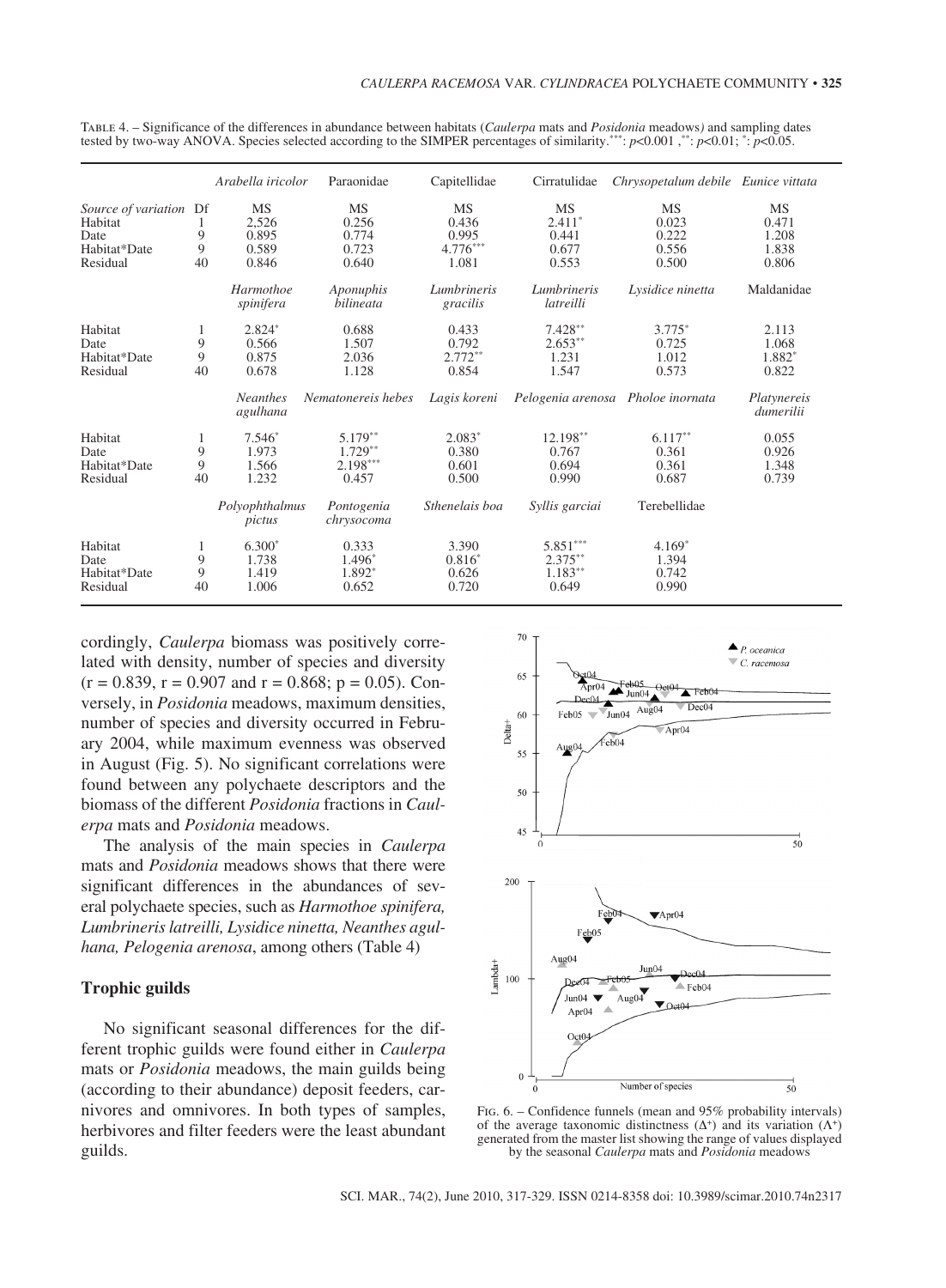Table 4. – Significance of the differences in abundance between habitats (*Caulerpa* mats and *Posidonia* meadows*)* and sampling dates tested by two-way ANOVA. Species selected according to the SIMPER percentages of similarity.***: $p<0.001$ ,**: $p<0.01$; *: $p<0.05$.

| | | *Arabella iricolor* | Paraonidae | Capitellidae | Cirratulidae | *Chrysopetalum debile* | *Eunice vittata* |
|---|---|---|---|---|---|---|---|
| *Source of variation* | Df | MS | MS | MS | MS | MS | MS |
| Habitat | 1 | 2,526 | 0.256 | 0.436 | 2.411* | 0.023 | 0.471 |
| Date | 9 | 0.895 | 0.774 | 0.995 | 0.441 | 0.222 | 1.208 |
| Habitat*Date | 9 | 0.589 | 0.723 | 4.776*** | 0.677 | 0.556 | 1.838 |
| Residual | 40 | 0.846 | 0.640 | 1.081 | 0.553 | 0.500 | 0.806 |
| | | *Harmothoe spinifera* | *Aponuphis bilineata* | *Lumbrineris gracilis* | *Lumbrineris latreilli* | *Lysidice ninetta* | Maldanidae |
| Habitat | 1 | 2.824* | 0.688 | 0.433 | 7.428** | 3.775* | 2.113 |
| Date | 9 | 0.566 | 1.507 | 0.792 | 2.653** | 0.725 | 1.068 |
| Habitat*Date | 9 | 0.875 | 2.036 | 2.772** | 1.231 | 1.012 | 1.882* |
| Residual | 40 | 0.678 | 1.128 | 0.854 | 1.547 | 0.573 | 0.822 |
| | | *Neanthes agulhana* | *Nematonereis hebes* | *Lagis koreni* | *Pelogenia arenosa* | *Pholoe inornata* | *Platynereis dumerilii* |
| Habitat | 1 | 7.546* | 5.179** | 2.083* | 12.198** | 6.117** | 0.055 |
| Date | 9 | 1.973 | 1.729** | 0.380 | 0.767 | 0.361 | 0.926 |
| Habitat*Date | 9 | 1.566 | 2.198*** | 0.601 | 0.694 | 0.361 | 1.348 |
| Residual | 40 | 1.232 | 0.457 | 0.500 | 0.990 | 0.687 | 0.739 |
| | | *Polyophthalmus pictus* | *Pontogenia chrysocoma* | *Sthenelais boa* | *Syllis garciai* | Terebellidae | |
| Habitat | 1 | 6.300* | 0.333 | 3.390 | 5.851*** | 4.169* | |
| Date | 9 | 1.738 | 1.496* | 0.816* | 2.375** | 1.394 | |
| Habitat*Date | 9 | 1.419 | 1.892* | 0.626 | 1.183** | 0.742 | |
| Residual | 40 | 1.006 | 0.652 | 0.720 | 0.649 | 0.990 | |

cordingly, *Caulerpa* biomass was positively correlated with density, number of species and diversity ($r = 0.839$, $r = 0.907$ and $r = 0.868$; $p = 0.05$). Conversely, in *Posidonia* meadows, maximum densities, number of species and diversity occurred in February 2004, while maximum evenness was observed in August (Fig. 5). No significant correlations were found between any polychaete descriptors and the biomass of the different *Posidonia* fractions in *Caulerpa* mats and *Posidonia* meadows.

The analysis of the main species in *Caulerpa* mats and *Posidonia* meadows shows that there were significant differences in the abundances of several polychaete species, such as *Harmothoe spinifera, Lumbrineris latreilli, Lysidice ninetta, Neanthes agulhana, Pelogenia arenosa*, among others (Table 4)

## Trophic guilds

No significant seasonal differences for the different trophic guilds were found either in *Caulerpa* mats or *Posidonia* meadows, the main guilds being (according to their abundance) deposit feeders, carnivores and omnivores. In both types of samples, herbivores and filter feeders were the least abundant guilds.

Fig. 6. – Confidence funnels (mean and 95% probability intervals) of the average taxonomic distinctness ($\Delta^+$) and its variation ($\Lambda^+$) generated from the master list showing the range of values displayed by the seasonal *Caulerpa* mats and *Posidonia* meadows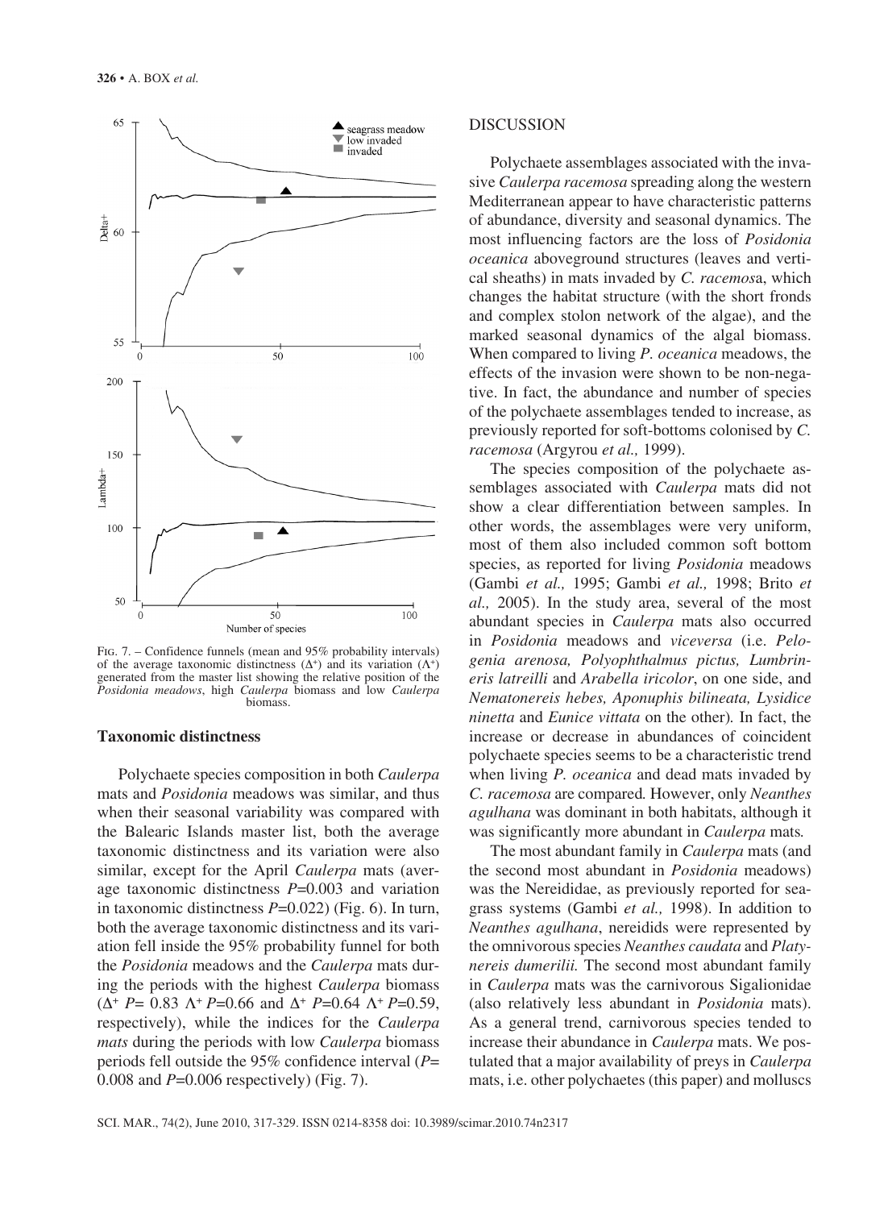Fig. 7. – Confidence funnels (mean and 95% probability intervals) of the average taxonomic distinctness ($\Delta^+$) and its variation ($\Lambda^+$) generated from the master list showing the relative position of the *Posidonia meadows*, high *Caulerpa* biomass and low *Caulerpa* biomass.

### Taxonomic distinctness

Polychaete species composition in both *Caulerpa* mats and *Posidonia* meadows was similar, and thus when their seasonal variability was compared with the Balearic Islands master list, both the average taxonomic distinctness and its variation were also similar, except for the April *Caulerpa* mats (average taxonomic distinctness $P$=0.003 and variation in taxonomic distinctness $P$=0.022) (Fig. 6). In turn, both the average taxonomic distinctness and its variation fell inside the 95% probability funnel for both the *Posidonia* meadows and the *Caulerpa* mats during the periods with the highest *Caulerpa* biomass ($\Delta^+$ $P$= 0.83 $\Lambda^+$ $P$=0.66 and $\Delta^+$ $P$=0.64 $\Lambda^+$ $P$=0.59, respectively), while the indices for the *Caulerpa mats* during the periods with low *Caulerpa* biomass periods fell outside the 95% confidence interval ($P$= 0.008 and $P$=0.006 respectively) (Fig. 7).

## DISCUSSION

Polychaete assemblages associated with the invasive *Caulerpa racemosa* spreading along the western Mediterranean appear to have characteristic patterns of abundance, diversity and seasonal dynamics. The most influencing factors are the loss of *Posidonia oceanica* aboveground structures (leaves and vertical sheaths) in mats invaded by *C. racemosa*, which changes the habitat structure (with the short fronds and complex stolon network of the algae), and the marked seasonal dynamics of the algal biomass. When compared to living *P. oceanica* meadows, the effects of the invasion were shown to be non-negative. In fact, the abundance and number of species of the polychaete assemblages tended to increase, as previously reported for soft-bottoms colonised by *C. racemosa* (Argyrou *et al.,* 1999).

The species composition of the polychaete assemblages associated with *Caulerpa* mats did not show a clear differentiation between samples. In other words, the assemblages were very uniform, most of them also included common soft bottom species, as reported for living *Posidonia* meadows (Gambi *et al.,* 1995; Gambi *et al.,* 1998; Brito *et al.,* 2005). In the study area, several of the most abundant species in *Caulerpa* mats also occurred in *Posidonia* meadows and *viceversa* (i.e. *Pelogenia arenosa, Polyophthalmus pictus, Lumbrineris latreilli* and *Arabella iricolor*, on one side, and *Nematonereis hebes, Aponuphis bilineata, Lysidice ninetta* and *Eunice vittata* on the other). In fact, the increase or decrease in abundances of coincident polychaete species seems to be a characteristic trend when living *P. oceanica* and dead mats invaded by *C. racemosa* are compared. However, only *Neanthes agulhana* was dominant in both habitats, although it was significantly more abundant in *Caulerpa* mats.

The most abundant family in *Caulerpa* mats (and the second most abundant in *Posidonia* meadows) was the Nereididae, as previously reported for seagrass systems (Gambi *et al.,* 1998). In addition to *Neanthes agulhana*, nereidids were represented by the omnivorous species *Neanthes caudata* and *Platynereis dumerilii.* The second most abundant family in *Caulerpa* mats was the carnivorous Sigalionidae (also relatively less abundant in *Posidonia* mats). As a general trend, carnivorous species tended to increase their abundance in *Caulerpa* mats. We postulated that a major availability of preys in *Caulerpa* mats, i.e. other polychaetes (this paper) and molluscs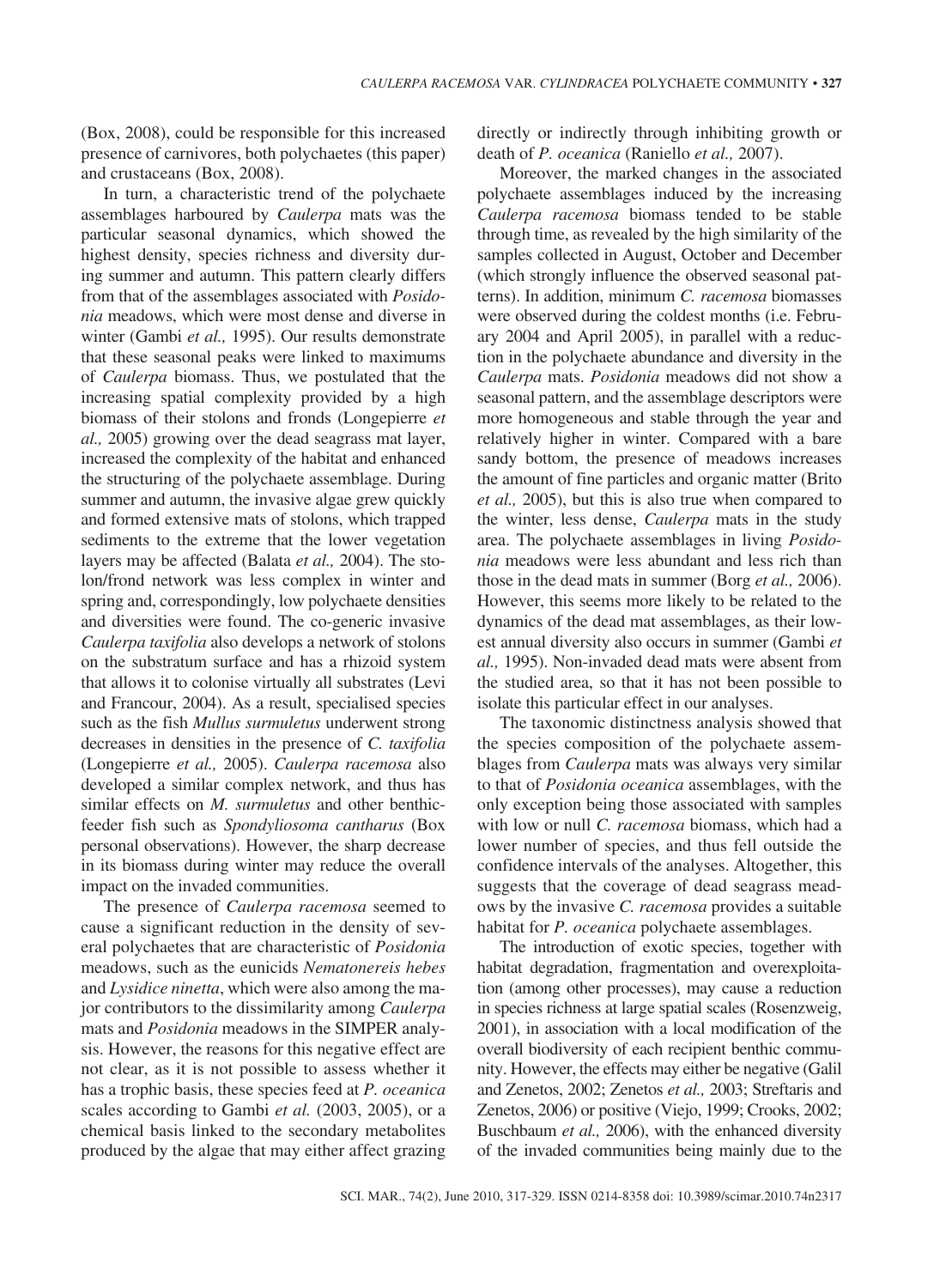(Box, 2008), could be responsible for this increased presence of carnivores, both polychaetes (this paper) and crustaceans (Box, 2008).

In turn, a characteristic trend of the polychaete assemblages harboured by *Caulerpa* mats was the particular seasonal dynamics, which showed the highest density, species richness and diversity during summer and autumn. This pattern clearly differs from that of the assemblages associated with *Posidonia* meadows, which were most dense and diverse in winter (Gambi *et al.,* 1995). Our results demonstrate that these seasonal peaks were linked to maximums of *Caulerpa* biomass. Thus, we postulated that the increasing spatial complexity provided by a high biomass of their stolons and fronds (Longepierre *et al.,* 2005) growing over the dead seagrass mat layer, increased the complexity of the habitat and enhanced the structuring of the polychaete assemblage. During summer and autumn, the invasive algae grew quickly and formed extensive mats of stolons, which trapped sediments to the extreme that the lower vegetation layers may be affected (Balata *et al.,* 2004). The stolon/frond network was less complex in winter and spring and, correspondingly, low polychaete densities and diversities were found. The co-generic invasive *Caulerpa taxifolia* also develops a network of stolons on the substratum surface and has a rhizoid system that allows it to colonise virtually all substrates (Levi and Francour, 2004). As a result, specialised species such as the fish *Mullus surmuletus* underwent strong decreases in densities in the presence of *C. taxifolia* (Longepierre *et al.,* 2005). *Caulerpa racemosa* also developed a similar complex network, and thus has similar effects on *M. surmuletus* and other benthic-feeder fish such as *Spondyliosoma cantharus* (Box personal observations). However, the sharp decrease in its biomass during winter may reduce the overall impact on the invaded communities.

The presence of *Caulerpa racemosa* seemed to cause a significant reduction in the density of several polychaetes that are characteristic of *Posidonia* meadows, such as the eunicids *Nematonereis hebes* and *Lysidice ninetta*, which were also among the major contributors to the dissimilarity among *Caulerpa* mats and *Posidonia* meadows in the SIMPER analysis. However, the reasons for this negative effect are not clear, as it is not possible to assess whether it has a trophic basis, these species feed at *P. oceanica* scales according to Gambi *et al.* (2003, 2005), or a chemical basis linked to the secondary metabolites produced by the algae that may either affect grazing directly or indirectly through inhibiting growth or death of *P. oceanica* (Raniello *et al.,* 2007).

Moreover, the marked changes in the associated polychaete assemblages induced by the increasing *Caulerpa racemosa* biomass tended to be stable through time, as revealed by the high similarity of the samples collected in August, October and December (which strongly influence the observed seasonal patterns). In addition, minimum *C. racemosa* biomasses were observed during the coldest months (i.e. February 2004 and April 2005), in parallel with a reduction in the polychaete abundance and diversity in the *Caulerpa* mats. *Posidonia* meadows did not show a seasonal pattern, and the assemblage descriptors were more homogeneous and stable through the year and relatively higher in winter. Compared with a bare sandy bottom, the presence of meadows increases the amount of fine particles and organic matter (Brito *et al.,* 2005), but this is also true when compared to the winter, less dense, *Caulerpa* mats in the study area. The polychaete assemblages in living *Posidonia* meadows were less abundant and less rich than those in the dead mats in summer (Borg *et al.,* 2006). However, this seems more likely to be related to the dynamics of the dead mat assemblages, as their lowest annual diversity also occurs in summer (Gambi *et al.,* 1995). Non-invaded dead mats were absent from the studied area, so that it has not been possible to isolate this particular effect in our analyses.

The taxonomic distinctness analysis showed that the species composition of the polychaete assemblages from *Caulerpa* mats was always very similar to that of *Posidonia oceanica* assemblages, with the only exception being those associated with samples with low or null *C. racemosa* biomass, which had a lower number of species, and thus fell outside the confidence intervals of the analyses. Altogether, this suggests that the coverage of dead seagrass meadows by the invasive *C. racemosa* provides a suitable habitat for *P. oceanica* polychaete assemblages.

The introduction of exotic species, together with habitat degradation, fragmentation and overexploitation (among other processes), may cause a reduction in species richness at large spatial scales (Rosenzweig, 2001), in association with a local modification of the overall biodiversity of each recipient benthic community. However, the effects may either be negative (Galil and Zenetos, 2002; Zenetos *et al.,* 2003; Streftaris and Zenetos, 2006) or positive (Viejo, 1999; Crooks, 2002; Buschbaum *et al.,* 2006), with the enhanced diversity of the invaded communities being mainly due to the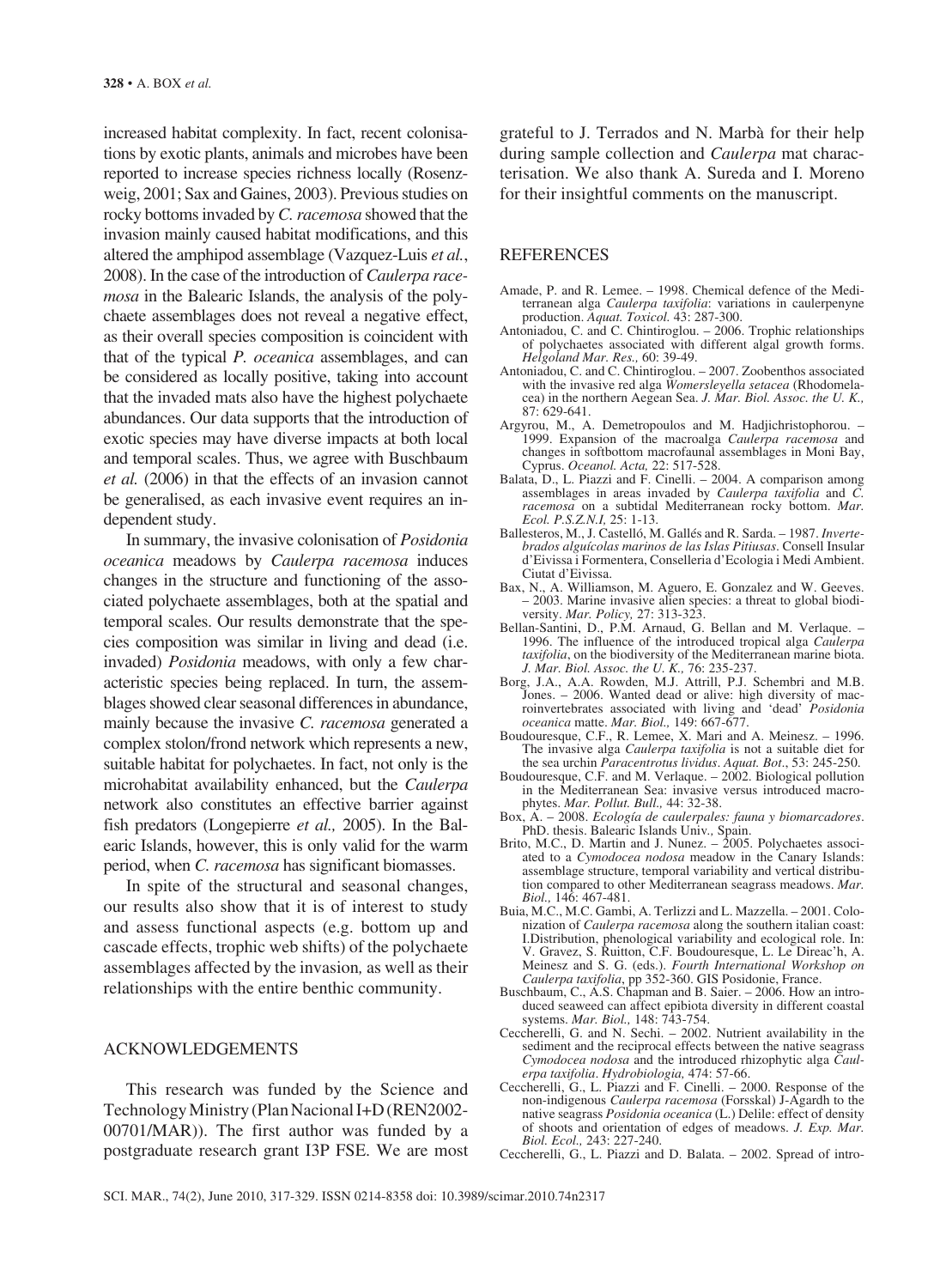increased habitat complexity. In fact, recent colonisations by exotic plants, animals and microbes have been reported to increase species richness locally (Rosenzweig, 2001; Sax and Gaines, 2003). Previous studies on rocky bottoms invaded by *C. racemosa* showed that the invasion mainly caused habitat modifications, and this altered the amphipod assemblage (Vazquez-Luis *et al.*, 2008). In the case of the introduction of *Caulerpa racemosa* in the Balearic Islands, the analysis of the polychaete assemblages does not reveal a negative effect, as their overall species composition is coincident with that of the typical *P. oceanica* assemblages, and can be considered as locally positive, taking into account that the invaded mats also have the highest polychaete abundances. Our data supports that the introduction of exotic species may have diverse impacts at both local and temporal scales. Thus, we agree with Buschbaum *et al.* (2006) in that the effects of an invasion cannot be generalised, as each invasive event requires an independent study.

In summary, the invasive colonisation of *Posidonia oceanica* meadows by *Caulerpa racemosa* induces changes in the structure and functioning of the associated polychaete assemblages, both at the spatial and temporal scales. Our results demonstrate that the species composition was similar in living and dead (i.e. invaded) *Posidonia* meadows, with only a few characteristic species being replaced. In turn, the assemblages showed clear seasonal differences in abundance, mainly because the invasive *C. racemosa* generated a complex stolon/frond network which represents a new, suitable habitat for polychaetes. In fact, not only is the microhabitat availability enhanced, but the *Caulerpa* network also constitutes an effective barrier against fish predators (Longepierre *et al.,* 2005). In the Balearic Islands, however, this is only valid for the warm period, when *C. racemosa* has significant biomasses.

In spite of the structural and seasonal changes, our results also show that it is of interest to study and assess functional aspects (e.g. bottom up and cascade effects, trophic web shifts) of the polychaete assemblages affected by the invasion, as well as their relationships with the entire benthic community.

## ACKNOWLEDGEMENTS

This research was funded by the Science and Technology Ministry (Plan Nacional I+D (REN2002-00701/MAR)). The first author was funded by a postgraduate research grant I3P FSE. We are most grateful to J. Terrados and N. Marbà for their help during sample collection and *Caulerpa* mat characterisation. We also thank A. Sureda and I. Moreno for their insightful comments on the manuscript.

## REFERENCES

Amade, P. and R. Lemee. – 1998. Chemical defence of the Mediterranean alga *Caulerpa taxifolia*: variations in caulerpenyne production. *Aquat. Toxicol.* 43: 287-300.

Antoniadou, C. and C. Chintiroglou. – 2006. Trophic relationships of polychaetes associated with different algal growth forms. *Helgoland Mar. Res.,* 60: 39-49.

Antoniadou, C. and C. Chintiroglou. – 2007. Zoobenthos associated with the invasive red alga *Womersleyella setacea* (Rhodomelacea) in the northern Aegean Sea. *J. Mar. Biol. Assoc. the U. K.,* 87: 629-641.

Argyrou, M., A. Demetropoulos and M. Hadjichristophorou. – 1999. Expansion of the macroalga *Caulerpa racemosa* and changes in softbottom macrofaunal assemblages in Moni Bay, Cyprus. *Oceanol. Acta,* 22: 517-528.

Balata, D., L. Piazzi and F. Cinelli. – 2004. A comparison among assemblages in areas invaded by *Caulerpa taxifolia* and *C. racemosa* on a subtidal Mediterranean rocky bottom. *Mar. Ecol. P.S.Z.N.I,* 25: 1-13.

Ballesteros, M., J. Castelló, M. Gallés and R. Sarda. – 1987. *Invertebrados alguícolas marinos de las Islas Pitiusas*. Consell Insular d'Eivissa i Formentera, Conselleria d'Ecologia i Medi Ambient. Ciutat d'Eivissa.

Bax, N., A. Williamson, M. Aguero, E. Gonzalez and W. Geeves. – 2003. Marine invasive alien species: a threat to global biodiversity. *Mar. Policy,* 27: 313-323.

Bellan-Santini, D., P.M. Arnaud, G. Bellan and M. Verlaque. – 1996. The influence of the introduced tropical alga *Caulerpa taxifolia*, on the biodiversity of the Mediterranean marine biota. *J. Mar. Biol. Assoc. the U. K.,* 76: 235-237.

Borg, J.A., A.A. Rowden, M.J. Attrill, P.J. Schembri and M.B. Jones. – 2006. Wanted dead or alive: high diversity of macroinvertebrates associated with living and 'dead' *Posidonia oceanica* matte. *Mar. Biol.,* 149: 667-677.

Boudouresque, C.F., R. Lemee, X. Mari and A. Meinesz. – 1996. The invasive alga *Caulerpa taxifolia* is not a suitable diet for the sea urchin *Paracentrotus lividus*. *Aquat. Bot*., 53: 245-250.

Boudouresque, C.F. and M. Verlaque. – 2002. Biological pollution in the Mediterranean Sea: invasive versus introduced macrophytes. *Mar. Pollut. Bull.,* 44: 32-38.

Box, A. – 2008. *Ecología de caulerpales: fauna y biomarcadores*. PhD. thesis. Balearic Islands Univ.*,* Spain.

Brito, M.C., D. Martin and J. Nunez. – 2005. Polychaetes associated to a *Cymodocea nodosa* meadow in the Canary Islands: assemblage structure, temporal variability and vertical distribution compared to other Mediterranean seagrass meadows. *Mar. Biol.,* 146: 467-481.

Buia, M.C., M.C. Gambi, A. Terlizzi and L. Mazzella. – 2001. Colonization of *Caulerpa racemosa* along the southern italian coast: I.Distribution, phenological variability and ecological role. In: V. Gravez, S. Ruitton, C.F. Boudouresque, L. Le Direac'h, A. Meinesz and S. G. (eds.). *Fourth International Workshop on Caulerpa taxifolia*, pp 352-360. GIS Posidonie, France.

Buschbaum, C., A.S. Chapman and B. Saier. – 2006. How an introduced seaweed can affect epibiota diversity in different coastal systems. *Mar. Biol.,* 148: 743-754.

Ceccherelli, G. and N. Sechi. – 2002. Nutrient availability in the sediment and the reciprocal effects between the native seagrass *Cymodocea nodosa* and the introduced rhizophytic alga *Caulerpa taxifolia*. *Hydrobiologia,* 474: 57-66.

Ceccherelli, G., L. Piazzi and F. Cinelli. – 2000. Response of the non-indigenous *Caulerpa racemosa* (Forsskal) J-Agardh to the native seagrass *Posidonia oceanica* (L.) Delile: effect of density of shoots and orientation of edges of meadows. *J. Exp. Mar. Biol. Ecol.,* 243: 227-240.

Ceccherelli, G., L. Piazzi and D. Balata. – 2002. Spread of intro-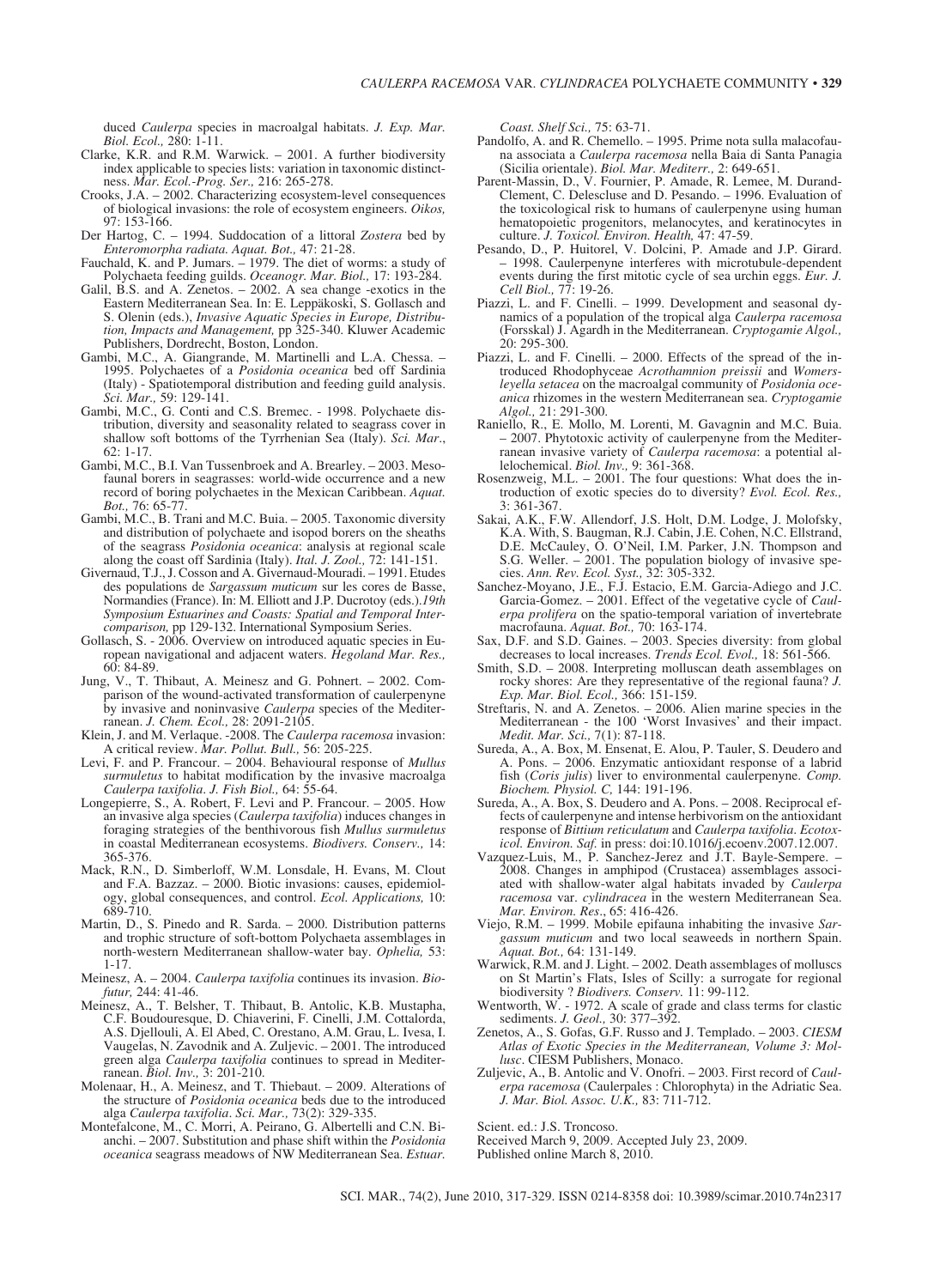duced *Caulerpa* species in macroalgal habitats. *J. Exp. Mar. Biol. Ecol.,* 280: 1-11.

Clarke, K.R. and R.M. Warwick. – 2001. A further biodiversity index applicable to species lists: variation in taxonomic distinctness. *Mar. Ecol.-Prog. Ser.,* 216: 265-278.

Crooks, J.A. – 2002. Characterizing ecosystem-level consequences of biological invasions: the role of ecosystem engineers. *Oikos,* 97: 153-166.

Der Hartog, C. – 1994. Suddocation of a littoral *Zostera* bed by *Enteromorpha radiata*. *Aquat. Bot.,* 47: 21-28.

Fauchald, K. and P. Jumars. – 1979. The diet of worms: a study of Polychaeta feeding guilds. *Oceanogr. Mar. Biol.,* 17: 193-284.

Galil, B.S. and A. Zenetos. – 2002. A sea change -exotics in the Eastern Mediterranean Sea. In: E. Leppäkoski, S. Gollasch and S. Olenin (eds.), *Invasive Aquatic Species in Europe, Distribution, Impacts and Management,* pp 325-340. Kluwer Academic Publishers, Dordrecht, Boston, London.

Gambi, M.C., A. Giangrande, M. Martinelli and L.A. Chessa. – 1995. Polychaetes of a *Posidonia oceanica* bed off Sardinia (Italy) - Spatiotemporal distribution and feeding guild analysis. *Sci. Mar.,* 59: 129-141.

Gambi, M.C., G. Conti and C.S. Bremec. - 1998. Polychaete distribution, diversity and seasonality related to seagrass cover in shallow soft bottoms of the Tyrrhenian Sea (Italy). *Sci. Mar*., 62: 1-17.

Gambi, M.C., B.I. Van Tussenbroek and A. Brearley. – 2003. Mesofaunal borers in seagrasses: world-wide occurrence and a new record of boring polychaetes in the Mexican Caribbean. *Aquat. Bot.,* 76: 65-77.

Gambi, M.C., B. Trani and M.C. Buia. – 2005. Taxonomic diversity and distribution of polychaete and isopod borers on the sheaths of the seagrass *Posidonia oceanica*: analysis at regional scale along the coast off Sardinia (Italy). *Ital. J. Zool.,* 72: 141-151.

Givernaud, T.J., J. Cosson and A. Givernaud-Mouradi. – 1991. Etudes des populations de *Sargassum muticum* sur les cores de Basse, Normandies (France). In: M. Elliott and J.P. Ducrotoy (eds.).*19th Symposium Estuarines and Coasts: Spatial and Temporal Intercomparison,* pp 129-132. International Symposium Series.

Gollasch, S. - 2006. Overview on introduced aquatic species in European navigational and adjacent waters. *Hegoland Mar. Res.,* 60: 84-89.

Jung, V., T. Thibaut, A. Meinesz and G. Pohnert. – 2002. Comparison of the wound-activated transformation of caulerpenyne by invasive and noninvasive *Caulerpa* species of the Mediterranean. *J. Chem. Ecol.,* 28: 2091-2105.

Klein, J. and M. Verlaque. -2008. The *Caulerpa racemosa* invasion: A critical review. *Mar. Pollut. Bull.,* 56: 205-225.

Levi, F. and P. Francour. – 2004. Behavioural response of *Mullus surmuletus* to habitat modification by the invasive macroalga *Caulerpa taxifolia*. *J. Fish Biol.,* 64: 55-64.

Longepierre, S., A. Robert, F. Levi and P. Francour. – 2005. How an invasive alga species (*Caulerpa taxifolia*) induces changes in foraging strategies of the benthivorous fish *Mullus surmuletus* in coastal Mediterranean ecosystems. *Biodivers. Conserv.,* 14: 365-376.

Mack, R.N., D. Simberloff, W.M. Lonsdale, H. Evans, M. Clout and F.A. Bazzaz. – 2000. Biotic invasions: causes, epidemiology, global consequences, and control. *Ecol. Applications,* 10: 689-710.

Martin, D., S. Pinedo and R. Sarda. – 2000. Distribution patterns and trophic structure of soft-bottom Polychaeta assemblages in north-western Mediterranean shallow-water bay. *Ophelia,* 53: 1-17.

Meinesz, A. – 2004. *Caulerpa taxifolia* continues its invasion. *Biofutur,* 244: 41-46.

Meinesz, A., T. Belsher, T. Thibaut, B. Antolic, K.B. Mustapha, C.F. Boudouresque, D. Chiaverini, F. Cinelli, J.M. Cottalorda, A.S. Djellouli, A. El Abed, C. Orestano, A.M. Grau, L. Ivesa, I. Vaugelas, N. Zavodnik and A. Zuljevic. – 2001. The introduced green alga *Caulerpa taxifolia* continues to spread in Mediterranean. *Biol. Inv.,* 3: 201-210.

Molenaar, H., A. Meinesz, and T. Thiebaut. – 2009. Alterations of the structure of *Posidonia oceanica* beds due to the introduced alga *Caulerpa taxifolia*. *Sci. Mar.,* 73(2): 329-335.

Montefalcone, M., C. Morri, A. Peirano, G. Albertelli and C.N. Bianchi. – 2007. Substitution and phase shift within the *Posidonia oceanica* seagrass meadows of NW Mediterranean Sea. *Estuar. Coast. Shelf Sci.,* 75: 63-71.

Pandolfo, A. and R. Chemello. – 1995. Prime nota sulla malacofauna associata a *Caulerpa racemosa* nella Baia di Santa Panagia (Sicilia orientale). *Biol. Mar. Mediterr.,* 2: 649-651.

Parent-Massin, D., V. Fournier, P. Amade, R. Lemee, M. Durand-Clement, C. Delescluse and D. Pesando. – 1996. Evaluation of the toxicological risk to humans of caulerpenyne using human hematopoietic progenitors, melanocytes, and keratinocytes in culture. *J. Toxicol. Environ. Health,* 47: 47-59.

Pesando, D., P. Huitorel, V. Dolcini, P. Amade and J.P. Girard. – 1998. Caulerpenyne interferes with microtubule-dependent events during the first mitotic cycle of sea urchin eggs. *Eur. J. Cell Biol.,* 77: 19-26.

Piazzi, L. and F. Cinelli. – 1999. Development and seasonal dynamics of a population of the tropical alga *Caulerpa racemosa* (Forsskal) J. Agardh in the Mediterranean. *Cryptogamie Algol.,* 20: 295-300.

Piazzi, L. and F. Cinelli. – 2000. Effects of the spread of the introduced Rhodophyceae *Acrothamnion preissii* and *Womersleyella setacea* on the macroalgal community of *Posidonia oceanica* rhizomes in the western Mediterranean sea. *Cryptogamie Algol.,* 21: 291-300.

Raniello, R., E. Mollo, M. Lorenti, M. Gavagnin and M.C. Buia. – 2007. Phytotoxic activity of caulerpenyne from the Mediterranean invasive variety of *Caulerpa racemosa*: a potential allelochemical. *Biol. Inv.,* 9: 361-368.

Rosenzweig, M.L. – 2001. The four questions: What does the introduction of exotic species do to diversity? *Evol. Ecol. Res.,* 3: 361-367.

Sakai, A.K., F.W. Allendorf, J.S. Holt, D.M. Lodge, J. Molofsky, K.A. With, S. Baugman, R.J. Cabin, J.E. Cohen, N.C. Ellstrand, D.E. McCauley, O. O'Neil, I.M. Parker, J.N. Thompson and S.G. Weller. – 2001. The population biology of invasive species. *Ann. Rev. Ecol. Syst.,* 32: 305-332.

Sanchez-Moyano, J.E., F.J. Estacio, E.M. Garcia-Adiego and J.C. Garcia-Gomez. – 2001. Effect of the vegetative cycle of *Caulerpa prolifera* on the spatio-temporal variation of invertebrate macrofauna. *Aquat. Bot.,* 70: 163-174.

Sax, D.F. and S.D. Gaines. – 2003. Species diversity: from global decreases to local increases. *Trends Ecol. Evol.,* 18: 561-566.

Smith, S.D. – 2008. Interpreting molluscan death assemblages on rocky shores: Are they representative of the regional fauna? *J. Exp. Mar. Biol. Ecol.,* 366: 151-159.

Streftaris, N. and A. Zenetos. – 2006. Alien marine species in the Mediterranean - the 100 'Worst Invasives' and their impact. *Medit. Mar. Sci.,* 7(1): 87-118.

Sureda, A., A. Box, M. Ensenat, E. Alou, P. Tauler, S. Deudero and A. Pons. – 2006. Enzymatic antioxidant response of a labrid fish (*Coris julis*) liver to environmental caulerpenyne. *Comp. Biochem. Physiol. C,* 144: 191-196.

Sureda, A., A. Box, S. Deudero and A. Pons. – 2008. Reciprocal effects of caulerpenyne and intense herbivorism on the antioxidant response of *Bittium reticulatum* and *Caulerpa taxifolia*. *Ecotoxicol. Environ. Saf.* in press: doi:10.1016/j.ecoenv.2007.12.007.

Vazquez-Luis, M., P. Sanchez-Jerez and J.T. Bayle-Sempere. – 2008. Changes in amphipod (Crustacea) assemblages associated with shallow-water algal habitats invaded by *Caulerpa racemosa* var. *cylindracea* in the western Mediterranean Sea. *Mar. Environ. Res*., 65: 416-426.

Viejo, R.M. – 1999. Mobile epifauna inhabiting the invasive *Sargassum muticum* and two local seaweeds in northern Spain. *Aquat. Bot.,* 64: 131-149.

Warwick, R.M. and J. Light. – 2002. Death assemblages of molluscs on St Martin's Flats, Isles of Scilly: a surrogate for regional biodiversity ? *Biodivers. Conserv.* 11: 99-112.

Wentworth, W. - 1972. A scale of grade and class terms for clastic sediments. *J. Geol.,* 30: 377–392.

Zenetos, A., S. Gofas, G.F. Russo and J. Templado. – 2003. *CIESM Atlas of Exotic Species in the Mediterranean, Volume 3: Mollusc*. CIESM Publishers, Monaco.

Zuljevic, A., B. Antolic and V. Onofri. – 2003. First record of *Caulerpa racemosa* (Caulerpales : Chlorophyta) in the Adriatic Sea. *J. Mar. Biol. Assoc. U.K.,* 83: 711-712.

Scient. ed.: J.S. Troncoso.
Received March 9, 2009. Accepted July 23, 2009.
Published online March 8, 2010.